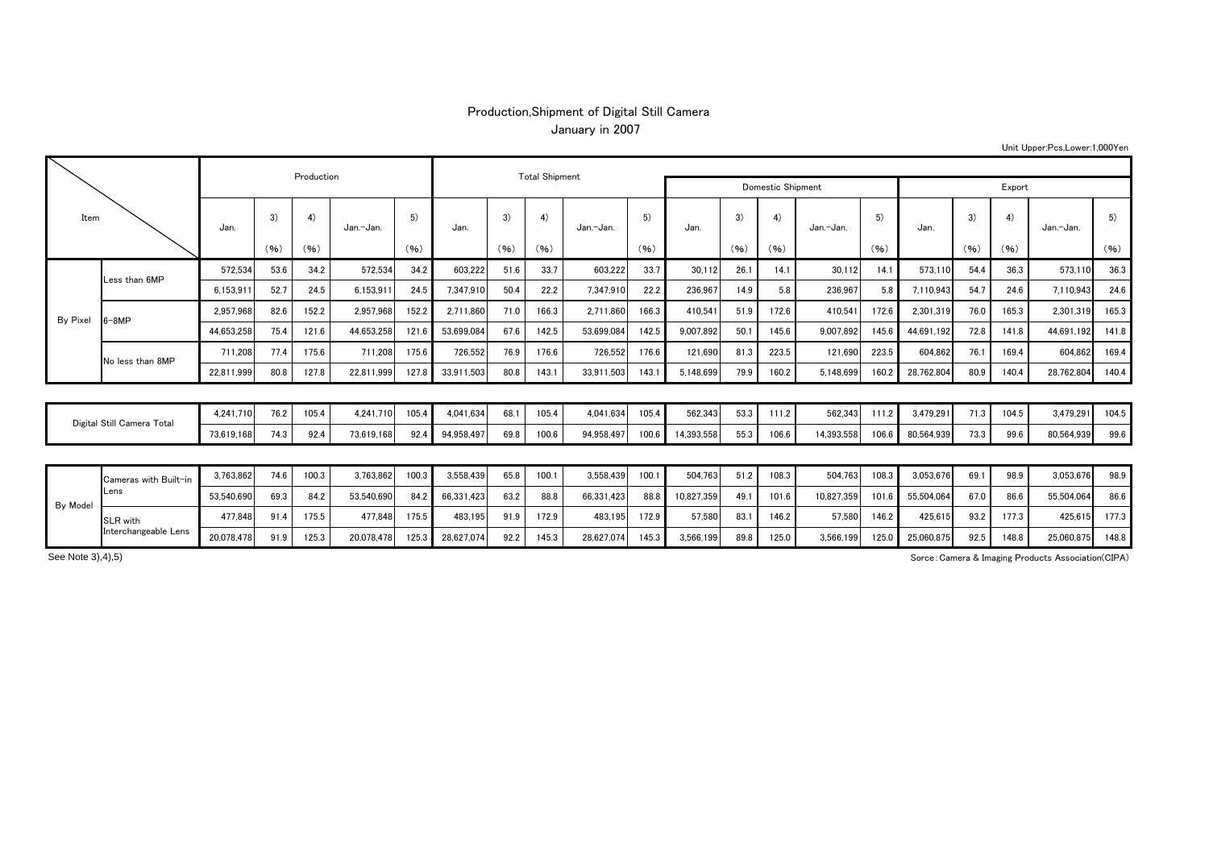# Production,Shipment of Digital Still Camera

January in 2007

Unit Upper:Pcs,Lower:1,000Yen

| Item | | Production | | | | | Total Shipment | | | | | Domestic Shipment | | | | | Export | | | | |
|---|---|---|---|---|---|---|---|---|---|---|---|---|---|---|---|---|---|---|---|---|---|
| | | Jan. | 3) (%) | 4) (%) | Jan.-Jan. | 5) (%) | Jan. | 3) (%) | 4) (%) | Jan.-Jan. | 5) (%) | Jan. | 3) (%) | 4) (%) | Jan.-Jan. | 5) (%) | Jan. | 3) (%) | 4) (%) | Jan.-Jan. | 5) (%) |
| By Pixel | Less than 6MP | 572,534 | 53.6 | 34.2 | 572,534 | 34.2 | 603,222 | 51.6 | 33.7 | 603,222 | 33.7 | 30,112 | 26.1 | 14.1 | 30,112 | 14.1 | 573,110 | 54.4 | 36.3 | 573,110 | 36.3 |
| | | 6,153,911 | 52.7 | 24.5 | 6,153,911 | 24.5 | 7,347,910 | 50.4 | 22.2 | 7,347,910 | 22.2 | 236,967 | 14.9 | 5.8 | 236,967 | 5.8 | 7,110,943 | 54.7 | 24.6 | 7,110,943 | 24.6 |
| | 6-8MP | 2,957,968 | 82.6 | 152.2 | 2,957,968 | 152.2 | 2,711,860 | 71.0 | 166.3 | 2,711,860 | 166.3 | 410,541 | 51.9 | 172.6 | 410,541 | 172.6 | 2,301,319 | 76.0 | 165.3 | 2,301,319 | 165.3 |
| | | 44,653,258 | 75.4 | 121.6 | 44,653,258 | 121.6 | 53,699,084 | 67.6 | 142.5 | 53,699,084 | 142.5 | 9,007,892 | 50.1 | 145.6 | 9,007,892 | 145.6 | 44,691,192 | 72.8 | 141.8 | 44,691,192 | 141.8 |
| | No less than 8MP | 711,208 | 77.4 | 175.6 | 711,208 | 175.6 | 726,552 | 76.9 | 176.6 | 726,552 | 176.6 | 121,690 | 81.3 | 223.5 | 121,690 | 223.5 | 604,862 | 76.1 | 169.4 | 604,862 | 169.4 |
| | | 22,811,999 | 80.8 | 127.8 | 22,811,999 | 127.8 | 33,911,503 | 80.8 | 143.1 | 33,911,503 | 143.1 | 5,148,699 | 79.9 | 160.2 | 5,148,699 | 160.2 | 28,762,804 | 80.9 | 140.4 | 28,762,804 | 140.4 |
| Digital Still Camera Total | | 4,241,710 | 76.2 | 105.4 | 4,241,710 | 105.4 | 4,041,634 | 68.1 | 105.4 | 4,041,634 | 105.4 | 562,343 | 53.3 | 111.2 | 562,343 | 111.2 | 3,479,291 | 71.3 | 104.5 | 3,479,291 | 104.5 |
| | | 73,619,168 | 74.3 | 92.4 | 73,619,168 | 92.4 | 94,958,497 | 69.8 | 100.6 | 94,958,497 | 100.6 | 14,393,558 | 55.3 | 106.6 | 14,393,558 | 106.6 | 80,564,939 | 73.3 | 99.6 | 80,564,939 | 99.6 |
| By Model | Cameras with Built-in Lens | 3,763,862 | 74.6 | 100.3 | 3,763,862 | 100.3 | 3,558,439 | 65.8 | 100.1 | 3,558,439 | 100.1 | 504,763 | 51.2 | 108.3 | 504,763 | 108.3 | 3,053,676 | 69.1 | 98.9 | 3,053,676 | 98.9 |
| | | 53,540,690 | 69.3 | 84.2 | 53,540,690 | 84.2 | 66,331,423 | 63.2 | 88.8 | 66,331,423 | 88.8 | 10,827,359 | 49.1 | 101.6 | 10,827,359 | 101.6 | 55,504,064 | 67.0 | 86.6 | 55,504,064 | 86.6 |
| | SLR with Interchangeable Lens | 477,848 | 91.4 | 175.5 | 477,848 | 175.5 | 483,195 | 91.9 | 172.9 | 483,195 | 172.9 | 57,580 | 83.1 | 146.2 | 57,580 | 146.2 | 425,615 | 93.2 | 177.3 | 425,615 | 177.3 |
| | | 20,078,478 | 91.9 | 125.3 | 20,078,478 | 125.3 | 28,627,074 | 92.2 | 145.3 | 28,627,074 | 145.3 | 3,566,199 | 89.8 | 125.0 | 3,566,199 | 125.0 | 25,060,875 | 92.5 | 148.8 | 25,060,875 | 148.8 |

See Note 3),4),5)

Sorce:Camera & Imaging Products Association(CIPA)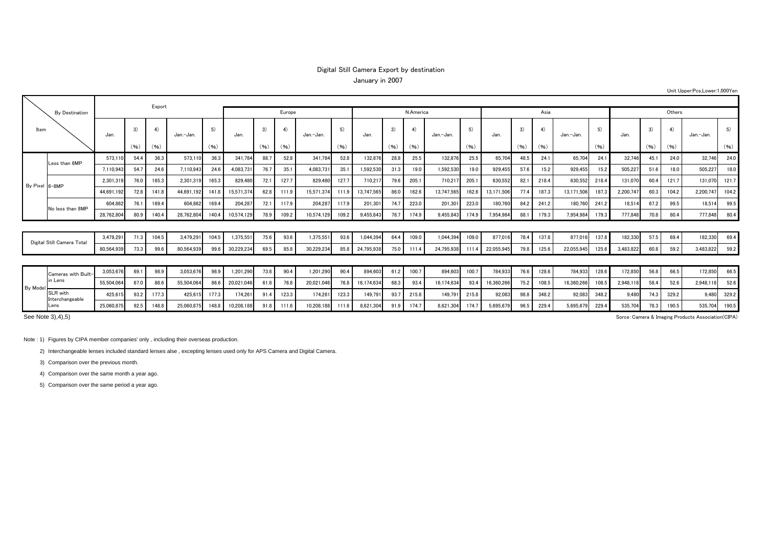# Digital Still Camera Export by destination

January in 2007

Unit Upper:Pcs,Lower:1,000Yen

| Item | | Export Jan. | 3) (%) | 4) (%) | Jan.-Jan. | 5) (%) | Europe Jan. | 3) (%) | 4) (%) | Jan.-Jan. | 5) (%) | N.America Jan. | 3) (%) | 4) (%) | Jan.-Jan. | 5) (%) | Asia Jan. | 3) (%) | 4) (%) | Jan.-Jan. | 5) (%) | Others Jan. | 3) (%) | 4) (%) | Jan.-Jan. | 5) (%) |
|---|---|---|---|---|---|---|---|---|---|---|---|---|---|---|---|---|---|---|---|---|---|---|---|---|---|---|
| By Pixel | Less than 6MP | 573,110 | 54.4 | 36.3 | 573,110 | 36.3 | 341,784 | 88.7 | 52.8 | 341,784 | 52.8 | 132,876 | 28.8 | 25.5 | 132,876 | 25.5 | 65,704 | 48.5 | 24.1 | 65,704 | 24.1 | 32,746 | 45.1 | 24.0 | 32,746 | 24.0 |
| | | 7,110,943 | 54.7 | 24.6 | 7,110,943 | 24.6 | 4,083,731 | 76.7 | 35.1 | 4,083,731 | 35.1 | 1,592,530 | 31.3 | 19.0 | 1,592,530 | 19.0 | 929,455 | 57.6 | 15.2 | 929,455 | 15.2 | 505,227 | 51.6 | 18.0 | 505,227 | 18.0 |
| | 6-8MP | 2,301,319 | 76.0 | 165.3 | 2,301,319 | 165.3 | 829,480 | 72.1 | 127.7 | 829,480 | 127.7 | 710,217 | 79.6 | 205.1 | 710,217 | 205.1 | 630,552 | 82.1 | 218.4 | 630,552 | 218.4 | 131,070 | 60.4 | 121.7 | 131,070 | 121.7 |
| | | 44,691,192 | 72.8 | 141.8 | 44,691,192 | 141.8 | 15,571,374 | 62.8 | 111.9 | 15,571,374 | 111.9 | 13,747,565 | 86.0 | 162.6 | 13,747,565 | 162.6 | 13,171,506 | 77.4 | 187.3 | 13,171,506 | 187.3 | 2,200,747 | 60.3 | 104.2 | 2,200,747 | 104.2 |
| | No less than 8MP | 604,862 | 76.1 | 169.4 | 604,862 | 169.4 | 204,287 | 72.1 | 117.9 | 204,287 | 117.9 | 201,301 | 74.7 | 223.0 | 201,301 | 223.0 | 180,760 | 84.2 | 241.2 | 180,760 | 241.2 | 18,514 | 67.2 | 99.5 | 18,514 | 99.5 |
| | | 28,762,804 | 80.9 | 140.4 | 28,762,804 | 140.4 | 10,574,129 | 78.9 | 109.2 | 10,574,129 | 109.2 | 9,455,843 | 78.7 | 174.9 | 9,455,843 | 174.9 | 7,954,984 | 88.1 | 179.3 | 7,954,984 | 179.3 | 777,848 | 70.8 | 80.4 | 777,848 | 80.4 |
| Digital Still Camera Total | | 3,479,291 | 71.3 | 104.5 | 3,479,291 | 104.5 | 1,375,551 | 75.6 | 93.6 | 1,375,551 | 93.6 | 1,044,394 | 64.4 | 109.0 | 1,044,394 | 109.0 | 877,016 | 78.4 | 137.8 | 877,016 | 137.8 | 182,330 | 57.5 | 69.4 | 182,330 | 69.4 |
| | | 80,564,939 | 73.3 | 99.6 | 80,564,939 | 99.6 | 30,229,234 | 69.5 | 85.8 | 30,229,234 | 85.8 | 24,795,938 | 75.0 | 111.4 | 24,795,938 | 111.4 | 22,055,945 | 79.8 | 125.6 | 22,055,945 | 125.6 | 3,483,822 | 60.8 | 59.2 | 3,483,822 | 59.2 |
| By Model | Cameras with Built-in Lens | 3,053,676 | 69.1 | 98.9 | 3,053,676 | 98.9 | 1,201,290 | 73.8 | 90.4 | 1,201,290 | 90.4 | 894,603 | 61.2 | 100.7 | 894,603 | 100.7 | 784,933 | 76.6 | 128.6 | 784,933 | 128.6 | 172,850 | 56.8 | 66.5 | 172,850 | 66.5 |
| | | 55,504,064 | 67.0 | 86.6 | 55,504,064 | 86.6 | 20,021,046 | 61.8 | 76.8 | 20,021,046 | 76.8 | 16,174,634 | 68.3 | 93.4 | 16,174,634 | 93.4 | 16,360,266 | 75.2 | 108.5 | 16,360,266 | 108.5 | 2,948,118 | 58.4 | 52.6 | 2,948,118 | 52.6 |
| | SLR with Interchangeable Lens | 425,615 | 93.2 | 177.3 | 425,615 | 177.3 | 174,261 | 91.4 | 123.3 | 174,261 | 123.3 | 149,791 | 93.7 | 215.8 | 149,791 | 215.8 | 92,083 | 98.8 | 348.2 | 92,083 | 348.2 | 9,480 | 74.3 | 329.2 | 9,480 | 329.2 |
| | | 25,060,875 | 92.5 | 148.8 | 25,060,875 | 148.8 | 10,208,188 | 91.8 | 111.6 | 10,208,188 | 111.6 | 8,621,304 | 91.9 | 174.7 | 8,621,304 | 174.7 | 5,695,679 | 96.5 | 229.4 | 5,695,679 | 229.4 | 535,704 | 78.3 | 190.5 | 535,704 | 190.5 |

See Note 3),4),5)

Sorce:Camera & Imaging Products Association(CIPA)

Note : 1) Figures by CIPA member companies' only , including their overseas production.

2) Interchangeable lenses included standard lenses alse , excepting lenses used only for APS Camera and Digital Camera.

3) Comparison over the previous month.

4) Comparison over the same month a year ago.

5) Comparison over the same period a year ago.